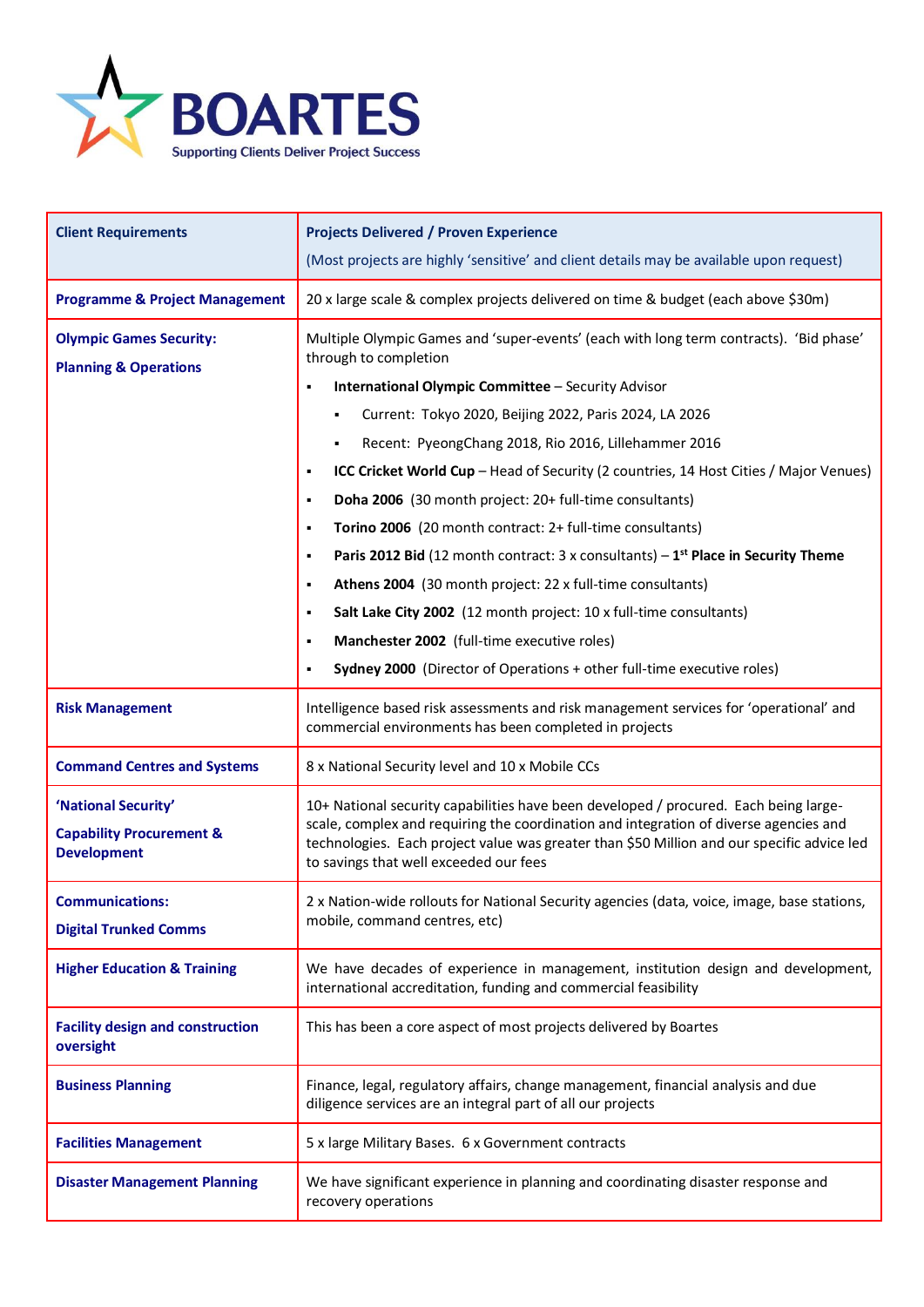# BOARTES

Supporting Clients Deliver Project Success

| Client Requirements | Projects Delivered / Proven Experience<br>(Most projects are highly 'sensitive' and client details may be available upon request) |
|---|---|
| **Programme & Project Management** | 20 x large scale & complex projects delivered on time & budget (each above $30m) |
| **Olympic Games Security:**<br>**Planning & Operations** | Multiple Olympic Games and 'super-events' (each with long term contracts). 'Bid phase' through to completion<br>▪ **International Olympic Committee** – Security Advisor<br>&nbsp;&nbsp;&nbsp;&nbsp;▪ Current: Tokyo 2020, Beijing 2022, Paris 2024, LA 2026<br>&nbsp;&nbsp;&nbsp;&nbsp;▪ Recent: PyeongChang 2018, Rio 2016, Lillehammer 2016<br>▪ **ICC Cricket World Cup** – Head of Security (2 countries, 14 Host Cities / Major Venues)<br>▪ **Doha 2006** (30 month project: 20+ full-time consultants)<br>▪ **Torino 2006** (20 month contract: 2+ full-time consultants)<br>▪ **Paris 2012 Bid** (12 month contract: 3 x consultants) – **1st Place in Security Theme**<br>▪ **Athens 2004** (30 month project: 22 x full-time consultants)<br>▪ **Salt Lake City 2002** (12 month project: 10 x full-time consultants)<br>▪ **Manchester 2002** (full-time executive roles)<br>▪ **Sydney 2000** (Director of Operations + other full-time executive roles) |
| **Risk Management** | Intelligence based risk assessments and risk management services for 'operational' and commercial environments has been completed in projects |
| **Command Centres and Systems** | 8 x National Security level and 10 x Mobile CCs |
| **'National Security'**<br>**Capability Procurement & Development** | 10+ National security capabilities have been developed / procured. Each being large-scale, complex and requiring the coordination and integration of diverse agencies and technologies. Each project value was greater than $50 Million and our specific advice led to savings that well exceeded our fees |
| **Communications:**<br>**Digital Trunked Comms** | 2 x Nation-wide rollouts for National Security agencies (data, voice, image, base stations, mobile, command centres, etc) |
| **Higher Education & Training** | We have decades of experience in management, institution design and development, international accreditation, funding and commercial feasibility |
| **Facility design and construction oversight** | This has been a core aspect of most projects delivered by Boartes |
| **Business Planning** | Finance, legal, regulatory affairs, change management, financial analysis and due diligence services are an integral part of all our projects |
| **Facilities Management** | 5 x large Military Bases. 6 x Government contracts |
| **Disaster Management Planning** | We have significant experience in planning and coordinating disaster response and recovery operations |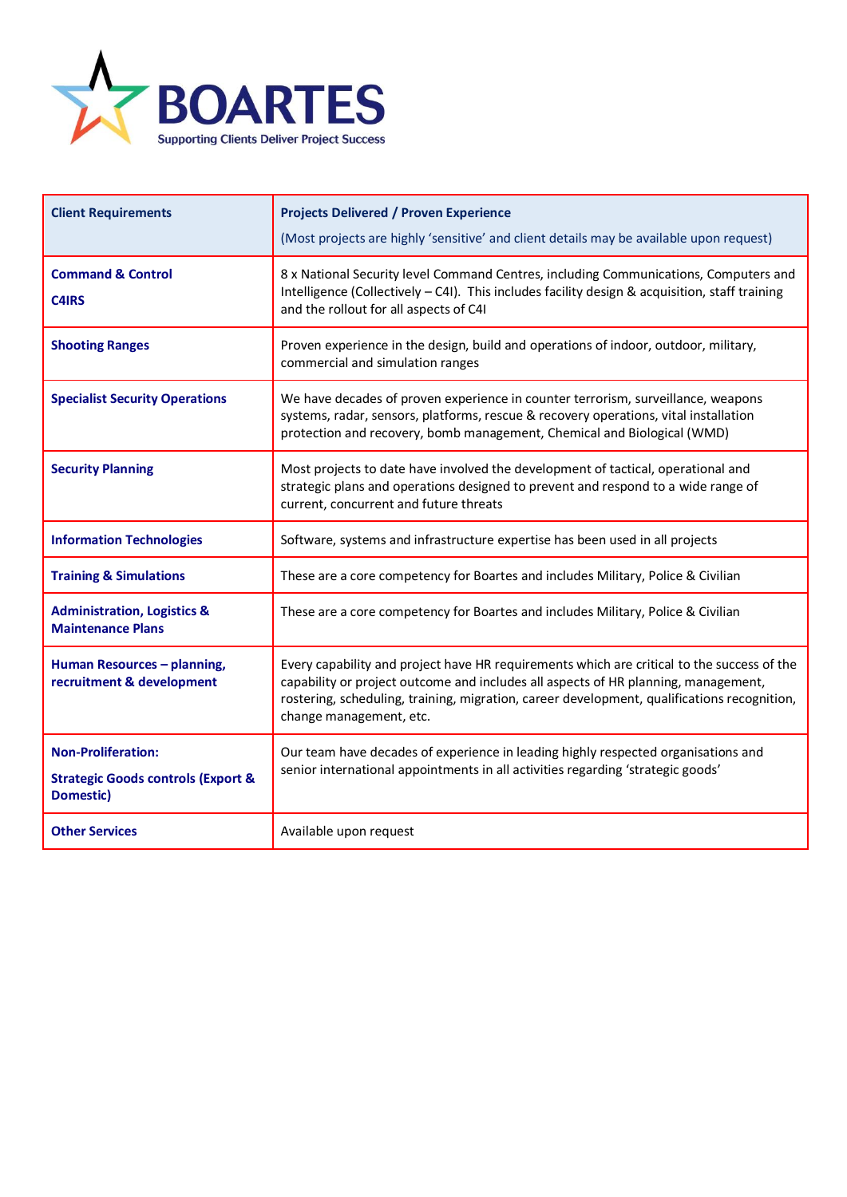**BOARTES**

Supporting Clients Deliver Project Success

| Client Requirements | Projects Delivered / Proven Experience<br>(Most projects are highly 'sensitive' and client details may be available upon request) |
|---|---|
| **Command & Control**<br>**C4IRS** | 8 x National Security level Command Centres, including Communications, Computers and Intelligence (Collectively – C4I). This includes facility design & acquisition, staff training and the rollout for all aspects of C4I |
| **Shooting Ranges** | Proven experience in the design, build and operations of indoor, outdoor, military, commercial and simulation ranges |
| **Specialist Security Operations** | We have decades of proven experience in counter terrorism, surveillance, weapons systems, radar, sensors, platforms, rescue & recovery operations, vital installation protection and recovery, bomb management, Chemical and Biological (WMD) |
| **Security Planning** | Most projects to date have involved the development of tactical, operational and strategic plans and operations designed to prevent and respond to a wide range of current, concurrent and future threats |
| **Information Technologies** | Software, systems and infrastructure expertise has been used in all projects |
| **Training & Simulations** | These are a core competency for Boartes and includes Military, Police & Civilian |
| **Administration, Logistics & Maintenance Plans** | These are a core competency for Boartes and includes Military, Police & Civilian |
| **Human Resources – planning, recruitment & development** | Every capability and project have HR requirements which are critical to the success of the capability or project outcome and includes all aspects of HR planning, management, rostering, scheduling, training, migration, career development, qualifications recognition, change management, etc. |
| **Non-Proliferation:**<br>**Strategic Goods controls (Export & Domestic)** | Our team have decades of experience in leading highly respected organisations and senior international appointments in all activities regarding 'strategic goods' |
| **Other Services** | Available upon request |